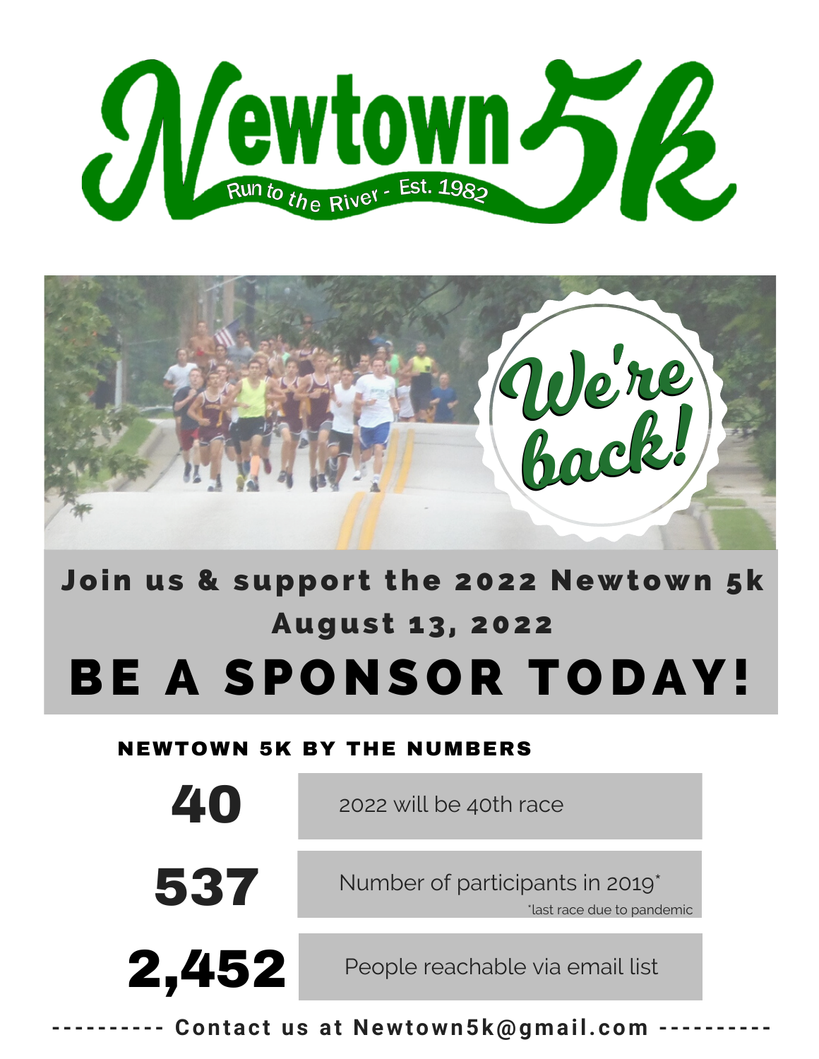# Newtown 5k

Run to the River - Est. 1982

We're back!

## Join us & support the 2022 Newtown 5k

## August 13, 2022

# BE A SPONSOR TODAY!

### NEWTOWN 5K BY THE NUMBERS

| | |
|---|---|
| **40** | 2022 will be 40th race |
| **537** | Number of participants in 2019* <br> *last race due to pandemic |
| **2,452** | People reachable via email list |

---------- **Contact us at Newtown5k@gmail.com** ----------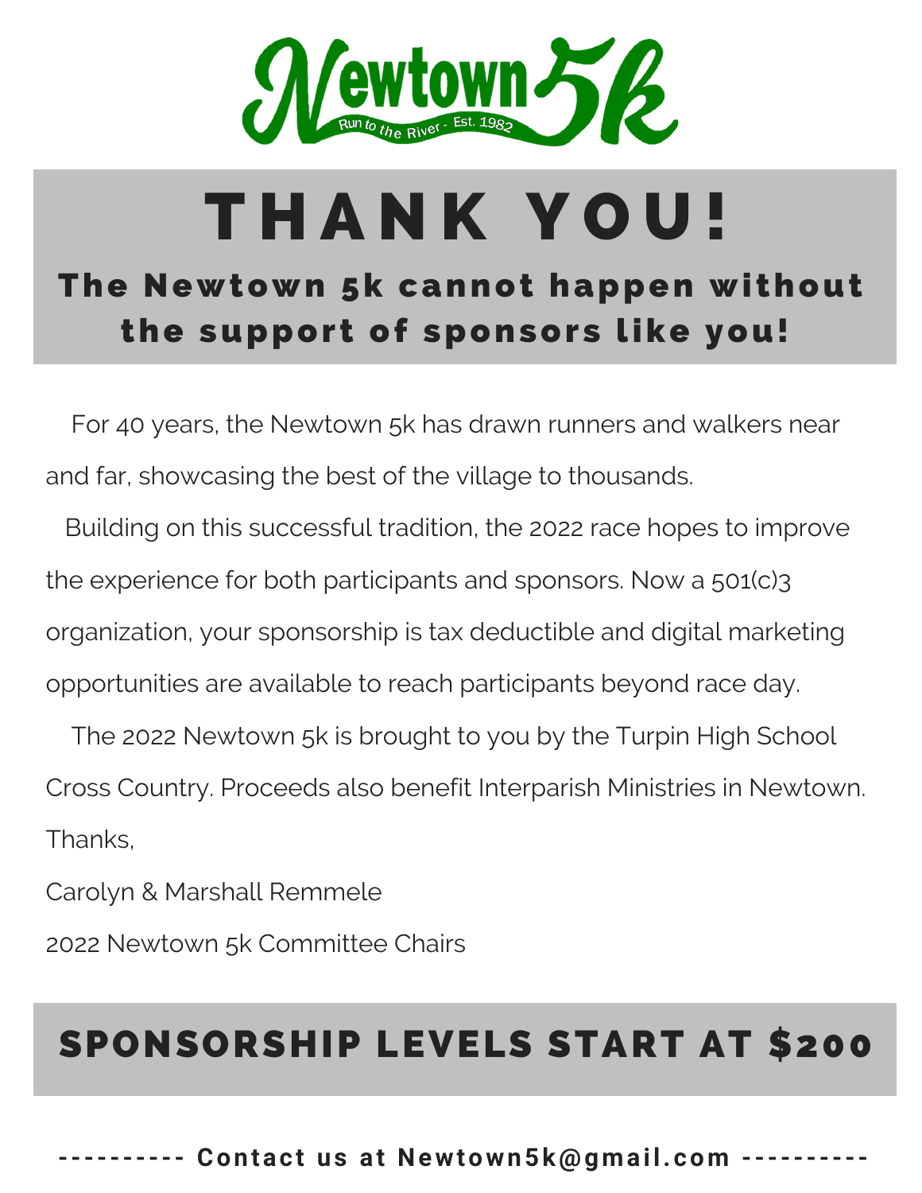# Newtown 5k

Run to the River - Est. 1982

# THANK YOU!

## The Newtown 5k cannot happen without the support of sponsors like you!

For 40 years, the Newtown 5k has drawn runners and walkers near and far, showcasing the best of the village to thousands.

Building on this successful tradition, the 2022 race hopes to improve the experience for both participants and sponsors. Now a 501(c)3 organization, your sponsorship is tax deductible and digital marketing opportunities are available to reach participants beyond race day.

The 2022 Newtown 5k is brought to you by the Turpin High School Cross Country. Proceeds also benefit Interparish Ministries in Newtown.

Thanks,

Carolyn & Marshall Remmele

2022 Newtown 5k Committee Chairs

## SPONSORSHIP LEVELS START AT $200

**---------- Contact us at Newtown5k@gmail.com ----------**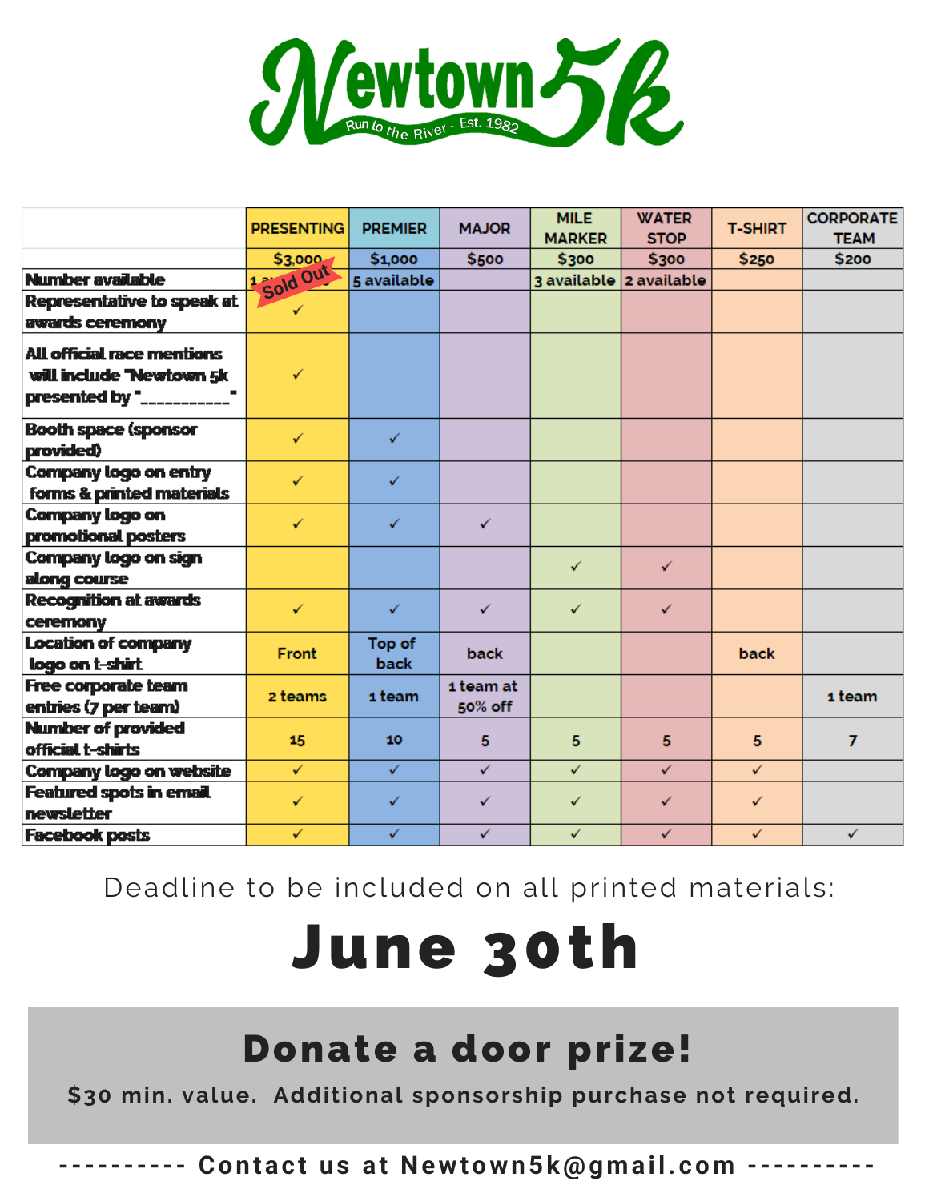# Newtown 5k

Run to the River - Est. 1982

| | PRESENTING | PREMIER | MAJOR | MILE MARKER | WATER STOP | T-SHIRT | CORPORATE TEAM |
|---|---|---|---|---|---|---|---|
| | $3,000 | $1,000 | $500 | $300 | $300 | $250 | $200 |
| Number available | 1 available Sold Out | 5 available | | 3 available | 2 available | | |
| Representative to speak at awards ceremony | ✓ | | | | | | |
| All official race mentions will include "Newtown 5k presented by "__________" | ✓ | | | | | | |
| Booth space (sponsor provided) | ✓ | ✓ | | | | | |
| Company logo on entry forms & printed materials | ✓ | ✓ | | | | | |
| Company logo on promotional posters | ✓ | ✓ | ✓ | | | | |
| Company logo on sign along course | | | | ✓ | ✓ | | |
| Recognition at awards ceremony | ✓ | ✓ | ✓ | ✓ | ✓ | | |
| Location of company logo on t-shirt | Front | Top of back | back | | | back | |
| Free corporate team entries (7 per team) | 2 teams | 1 team | 1 team at 50% off | | | | 1 team |
| Number of provided official t-shirts | 15 | 10 | 5 | 5 | 5 | 5 | 7 |
| Company logo on website | ✓ | ✓ | ✓ | ✓ | ✓ | ✓ | |
| Featured spots in email newsletter | ✓ | ✓ | ✓ | ✓ | ✓ | ✓ | |
| Facebook posts | ✓ | ✓ | ✓ | ✓ | ✓ | ✓ | ✓ |

Deadline to be included on all printed materials:

# June 30th

## Donate a door prize!

$30 min. value. Additional sponsorship purchase not required.

---------- **Contact us at Newtown5k@gmail.com** ----------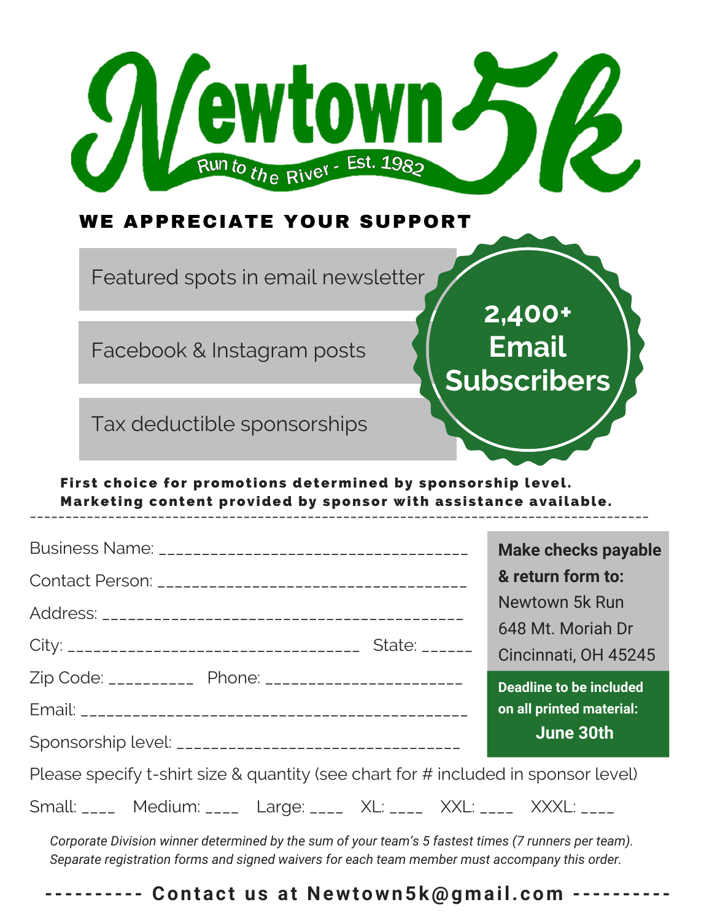# Newtown 5k

Run to the River - Est. 1982

## WE APPRECIATE YOUR SUPPORT

- Featured spots in email newsletter
- Facebook & Instagram posts
- Tax deductible sponsorships

**2,400+ Email Subscribers**

**First choice for promotions determined by sponsorship level.**
**Marketing content provided by sponsor with assistance available.**

---

Business Name: ___________________________________

Contact Person: ___________________________________

Address: ________________________________________

City: _________________________________ State: ______

Zip Code: __________ Phone: _______________________

Email: _____________________________________________

Sponsorship level: ________________________________

**Make checks payable & return form to:**
Newtown 5k Run
648 Mt. Moriah Dr
Cincinnati, OH 45245

**Deadline to be included on all printed material: June 30th**

Please specify t-shirt size & quantity (see chart for # included in sponsor level)

Small: ____ Medium: ____ Large: ____ XL: ____ XXL: ____ XXXL: ____

*Corporate Division winner determined by the sum of your team's 5 fastest times (7 runners per team). Separate registration forms and signed waivers for each team member must accompany this order.*

**---------- Contact us at Newtown5k@gmail.com ----------**